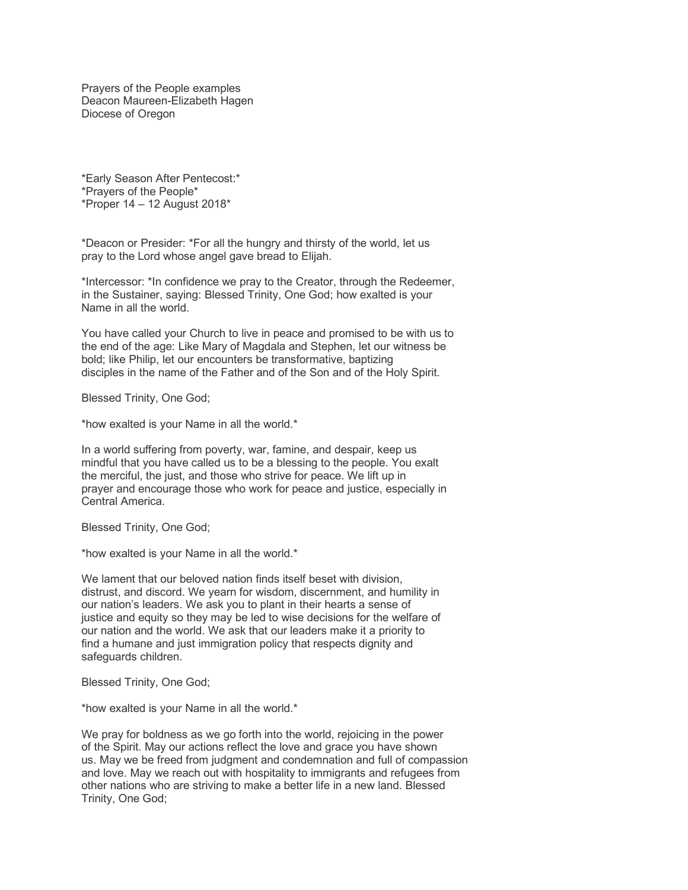Prayers of the People examples
Deacon Maureen-Elizabeth Hagen
Diocese of Oregon

*Early Season After Pentecost:*
*Prayers of the People*
*Proper 14 – 12 August 2018*

*Deacon or Presider: *For all the hungry and thirsty of the world, let us pray to the Lord whose angel gave bread to Elijah.

*Intercessor: *In confidence we pray to the Creator, through the Redeemer, in the Sustainer, saying: Blessed Trinity, One God; how exalted is your Name in all the world.

You have called your Church to live in peace and promised to be with us to the end of the age: Like Mary of Magdala and Stephen, let our witness be bold; like Philip, let our encounters be transformative, baptizing disciples in the name of the Father and of the Son and of the Holy Spirit.

Blessed Trinity, One God;

*how exalted is your Name in all the world.*

In a world suffering from poverty, war, famine, and despair, keep us mindful that you have called us to be a blessing to the people. You exalt the merciful, the just, and those who strive for peace. We lift up in prayer and encourage those who work for peace and justice, especially in Central America.

Blessed Trinity, One God;

*how exalted is your Name in all the world.*

We lament that our beloved nation finds itself beset with division, distrust, and discord. We yearn for wisdom, discernment, and humility in our nation's leaders. We ask you to plant in their hearts a sense of justice and equity so they may be led to wise decisions for the welfare of our nation and the world. We ask that our leaders make it a priority to find a humane and just immigration policy that respects dignity and safeguards children.

Blessed Trinity, One God;

*how exalted is your Name in all the world.*

We pray for boldness as we go forth into the world, rejoicing in the power of the Spirit. May our actions reflect the love and grace you have shown us. May we be freed from judgment and condemnation and full of compassion and love. May we reach out with hospitality to immigrants and refugees from other nations who are striving to make a better life in a new land. Blessed Trinity, One God;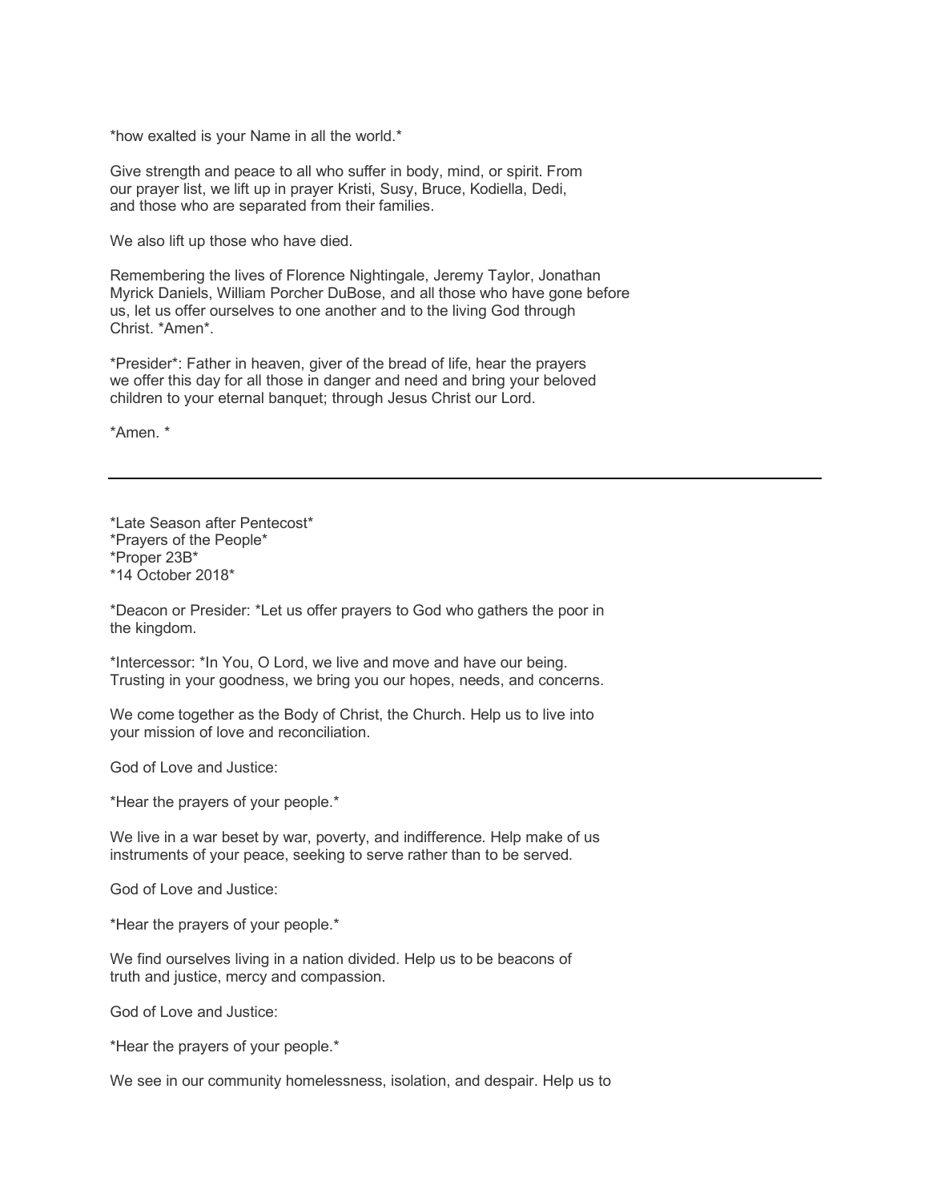*how exalted is your Name in all the world.*

Give strength and peace to all who suffer in body, mind, or spirit. From our prayer list, we lift up in prayer Kristi, Susy, Bruce, Kodiella, Dedi, and those who are separated from their families.

We also lift up those who have died.

Remembering the lives of Florence Nightingale, Jeremy Taylor, Jonathan Myrick Daniels, William Porcher DuBose, and all those who have gone before us, let us offer ourselves to one another and to the living God through Christ. *Amen*.

*Presider*: Father in heaven, giver of the bread of life, hear the prayers we offer this day for all those in danger and need and bring your beloved children to your eternal banquet; through Jesus Christ our Lord.

*Amen. *

---

*Late Season after Pentecost*
*Prayers of the People*
*Proper 23B*
*14 October 2018*

*Deacon or Presider: *Let us offer prayers to God who gathers the poor in the kingdom.

*Intercessor: *In You, O Lord, we live and move and have our being. Trusting in your goodness, we bring you our hopes, needs, and concerns.

We come together as the Body of Christ, the Church. Help us to live into your mission of love and reconciliation.

God of Love and Justice:

*Hear the prayers of your people.*

We live in a war beset by war, poverty, and indifference. Help make of us instruments of your peace, seeking to serve rather than to be served.

God of Love and Justice:

*Hear the prayers of your people.*

We find ourselves living in a nation divided. Help us to be beacons of truth and justice, mercy and compassion.

God of Love and Justice:

*Hear the prayers of your people.*

We see in our community homelessness, isolation, and despair. Help us to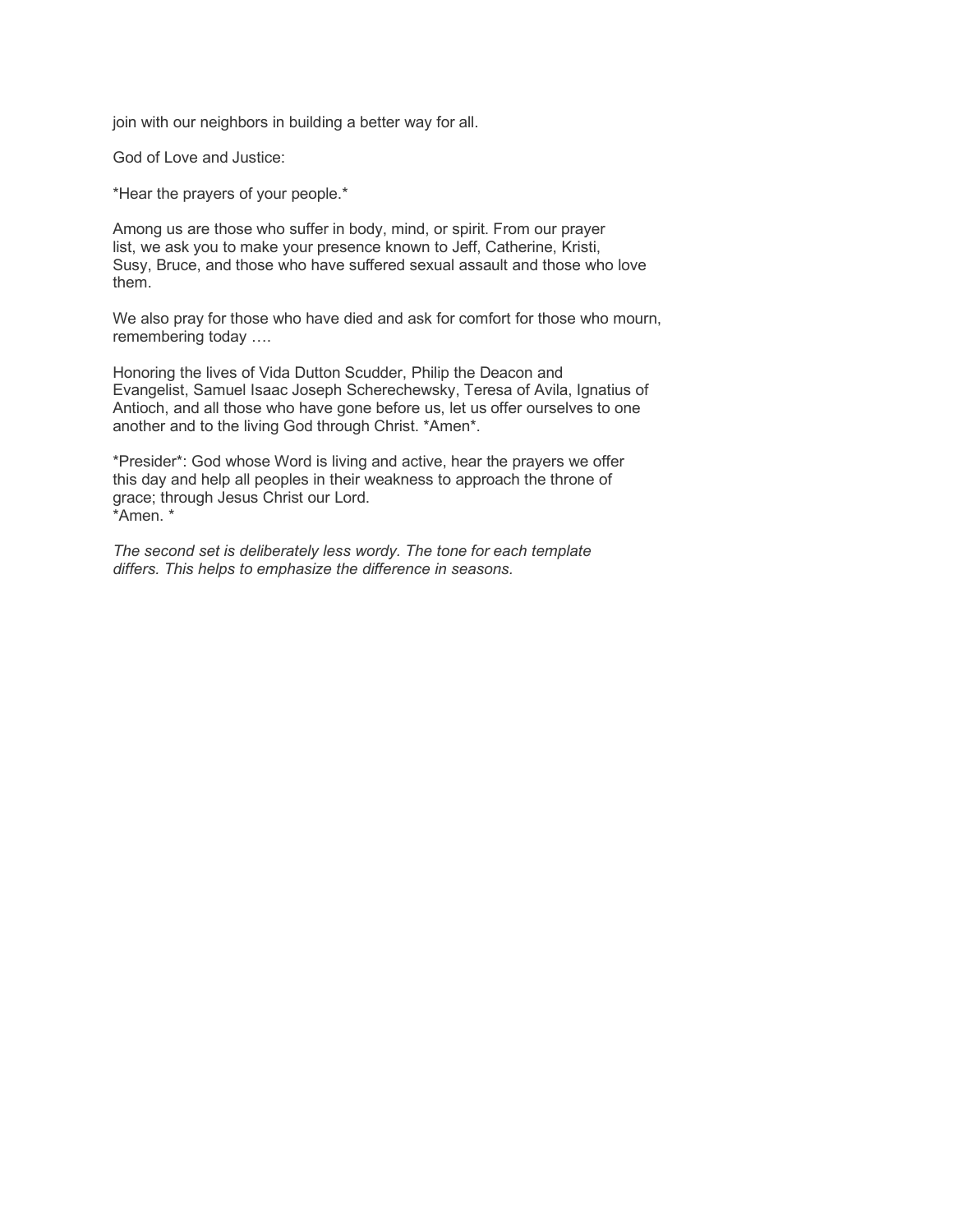join with our neighbors in building a better way for all.

God of Love and Justice:

*Hear the prayers of your people.*

Among us are those who suffer in body, mind, or spirit. From our prayer list, we ask you to make your presence known to Jeff, Catherine, Kristi, Susy, Bruce, and those who have suffered sexual assault and those who love them.

We also pray for those who have died and ask for comfort for those who mourn, remembering today ….

Honoring the lives of Vida Dutton Scudder, Philip the Deacon and Evangelist, Samuel Isaac Joseph Scherechewsky, Teresa of Avila, Ignatius of Antioch, and all those who have gone before us, let us offer ourselves to one another and to the living God through Christ. *Amen*.

*Presider*: God whose Word is living and active, hear the prayers we offer this day and help all peoples in their weakness to approach the throne of grace; through Jesus Christ our Lord.
*Amen. *

*The second set is deliberately less wordy. The tone for each template differs. This helps to emphasize the difference in seasons.*